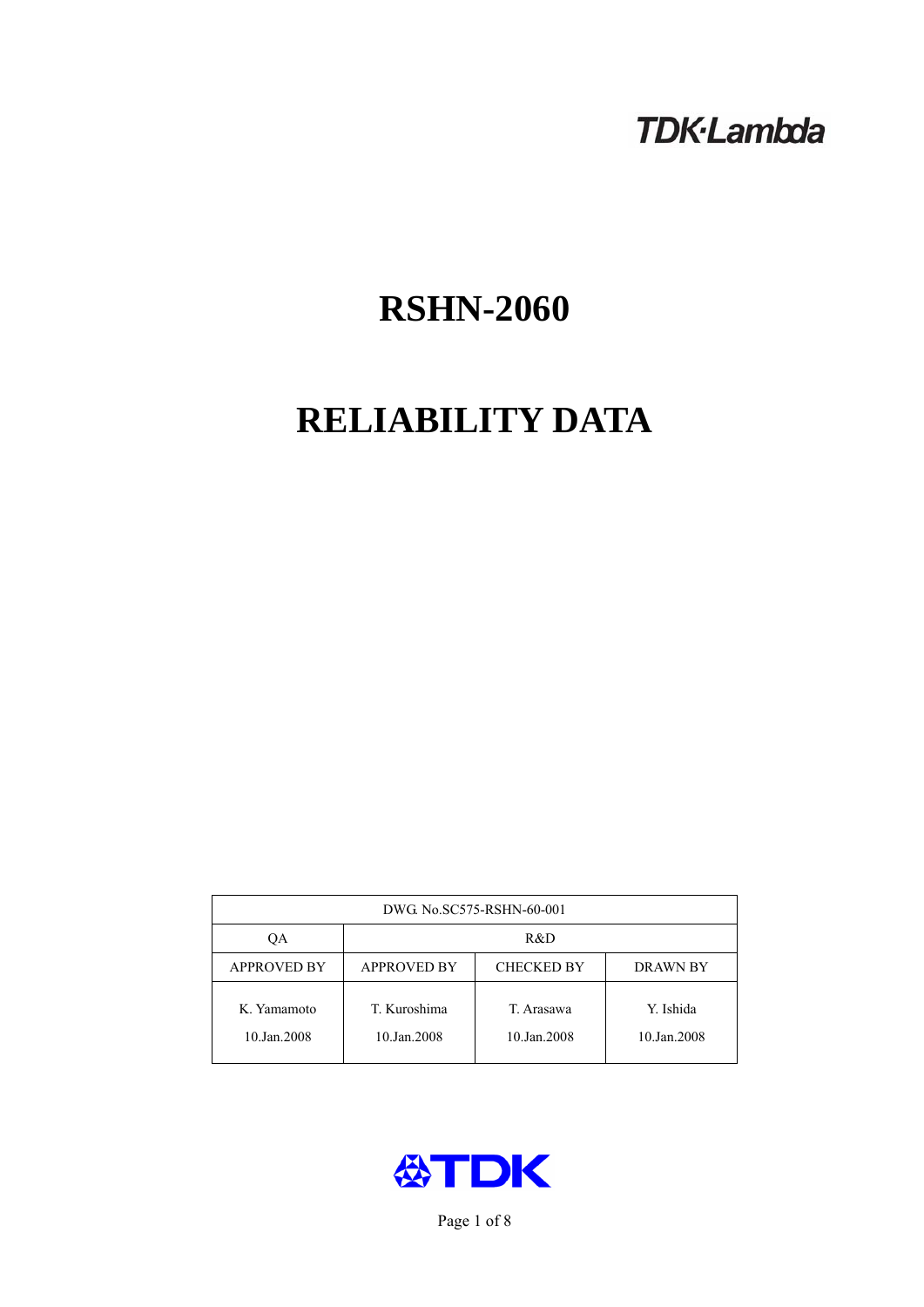TDK·Lambda

# RSHN-2060

# RELIABILITY DATA

| DWG. No.SC575-RSHN-60-001 | | | |
|---|---|---|---|
| QA | R&D | | |
| APPROVED BY | APPROVED BY | CHECKED BY | DRAWN BY |
| K. Yamamoto<br>10.Jan.2008 | T. Kuroshima<br>10.Jan.2008 | T. Arasawa<br>10.Jan.2008 | Y. Ishida<br>10.Jan.2008 |

TDK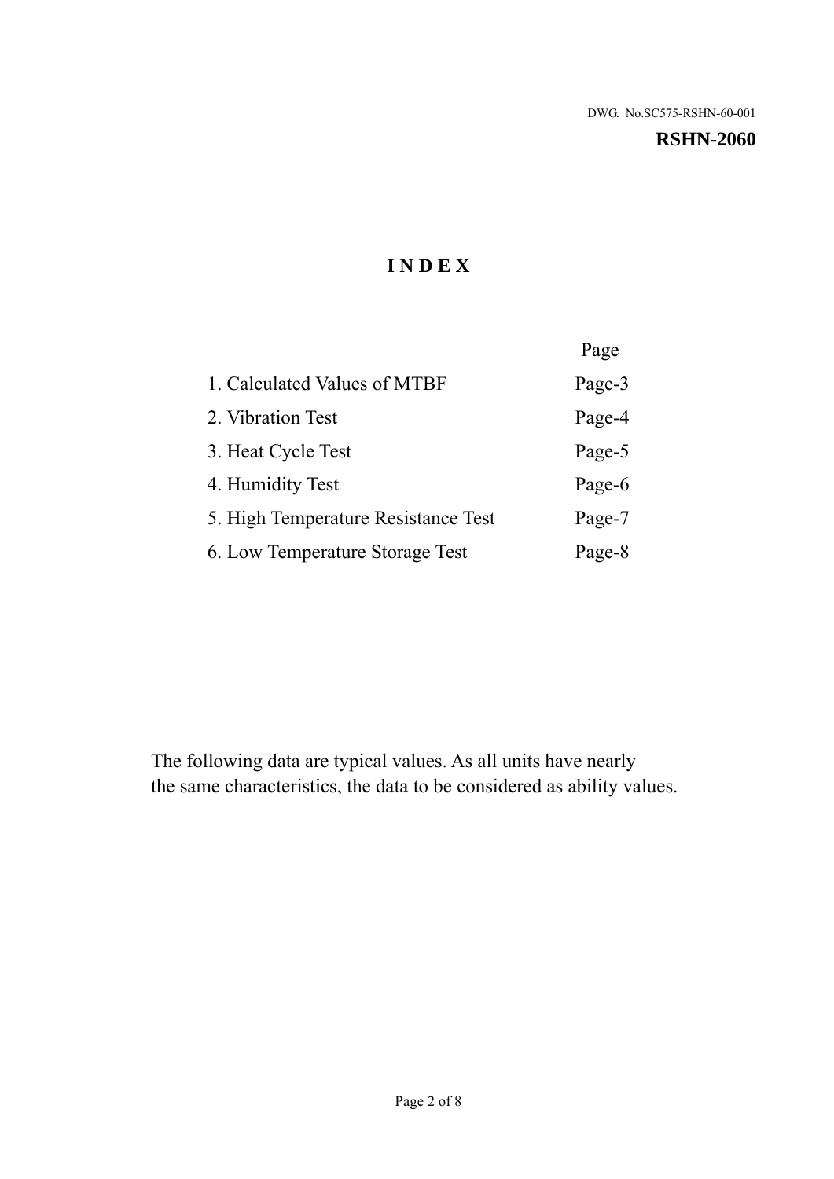DWG. No.SC575-RSHN-60-001

**RSHN-2060**

# INDEX

| | Page |
|---|---|
| 1. Calculated Values of MTBF | Page-3 |
| 2. Vibration Test | Page-4 |
| 3. Heat Cycle Test | Page-5 |
| 4. Humidity Test | Page-6 |
| 5. High Temperature Resistance Test | Page-7 |
| 6. Low Temperature Storage Test | Page-8 |

The following data are typical values. As all units have nearly the same characteristics, the data to be considered as ability values.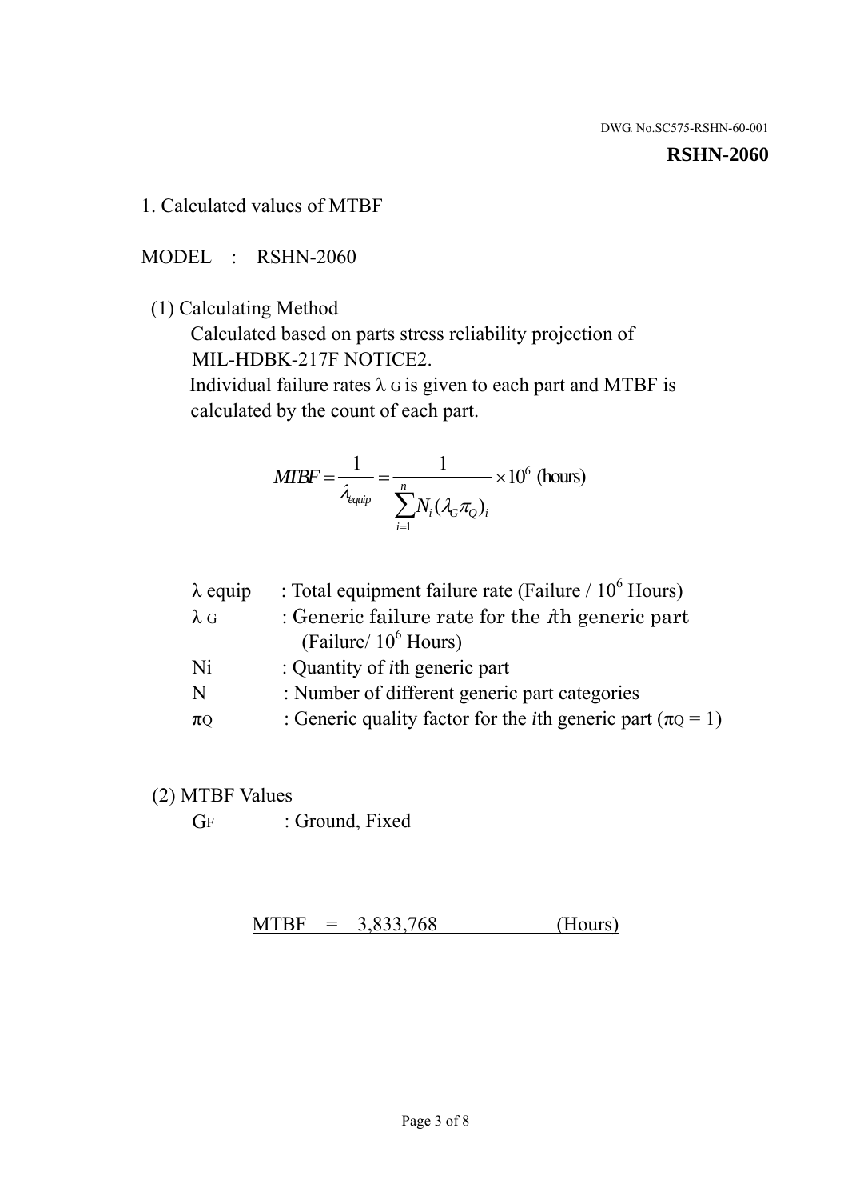DWG. No.SC575-RSHN-60-001

**RSHN-2060**

## 1. Calculated values of MTBF

MODEL : RSHN-2060

(1) Calculating Method

Calculated based on parts stress reliability projection of MIL-HDBK-217F NOTICE2.

Individual failure rates $\lambda_G$ is given to each part and MTBF is calculated by the count of each part.

$$MTBF = \frac{1}{\lambda_{equip}} = \frac{1}{\sum_{i=1}^{n} N_i (\lambda_G \pi_Q)_i} \times 10^6 \text{ (hours)}$$

| | |
|---|---|
| $\lambda$ equip | : Total equipment failure rate (Failure / $10^6$ Hours) |
| $\lambda_G$ | : Generic failure rate for the $i$th generic part (Failure/ $10^6$ Hours) |
| Ni | : Quantity of $i$th generic part |
| N | : Number of different generic part categories |
| $\pi_Q$ | : Generic quality factor for the $i$th generic part ($\pi_Q = 1$) |

(2) MTBF Values

$G_F$ : Ground, Fixed

MTBF = 3,833,768 (Hours)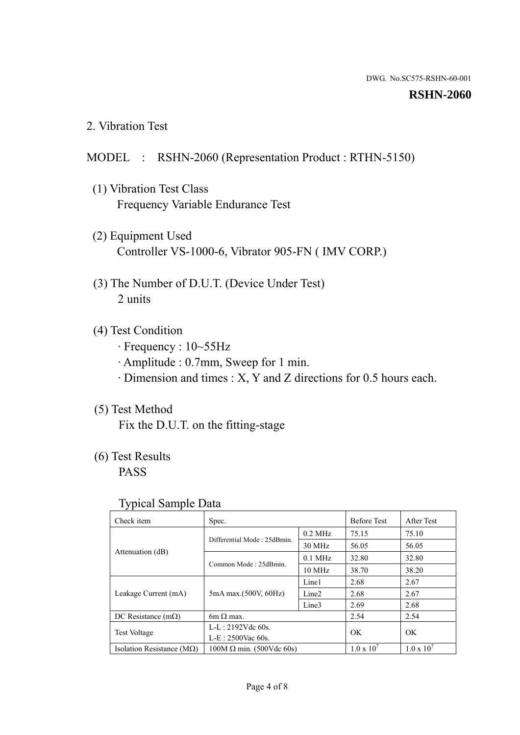DWG. No.SC575-RSHN-60-001

**RSHN-2060**

## 2. Vibration Test

MODEL : RSHN-2060 (Representation Product : RTHN-5150)

(1) Vibration Test Class
Frequency Variable Endurance Test

(2) Equipment Used
Controller VS-1000-6, Vibrator 905-FN ( IMV CORP.)

(3) The Number of D.U.T. (Device Under Test)
2 units

(4) Test Condition
· Frequency : 10~55Hz
· Amplitude : 0.7mm, Sweep for 1 min.
· Dimension and times : X, Y and Z directions for 0.5 hours each.

(5) Test Method
Fix the D.U.T. on the fitting-stage

(6) Test Results
PASS

Typical Sample Data

| Check item | Spec. | | Before Test | After Test |
|---|---|---|---|---|
| Attenuation (dB) | Differential Mode : 25dBmin. | 0.2 MHz | 75.15 | 75.10 |
| | | 30 MHz | 56.05 | 56.05 |
| | Common Mode : 25dBmin. | 0.1 MHz | 32.80 | 32.80 |
| | | 10 MHz | 38.70 | 38.20 |
| Leakage Current (mA) | 5mA max.(500V, 60Hz) | Line1 | 2.68 | 2.67 |
| | | Line2 | 2.68 | 2.67 |
| | | Line3 | 2.69 | 2.68 |
| DC Resistance (mΩ) | 6m Ω max. | | 2.54 | 2.54 |
| Test Voltage | L-L : 2192Vdc 60s.<br>L-E : 2500Vac 60s. | | OK | OK |
| Isolation Resistance (MΩ) | 100M Ω min. (500Vdc 60s) | | $1.0 \times 10^7$ | $1.0 \times 10^7$ |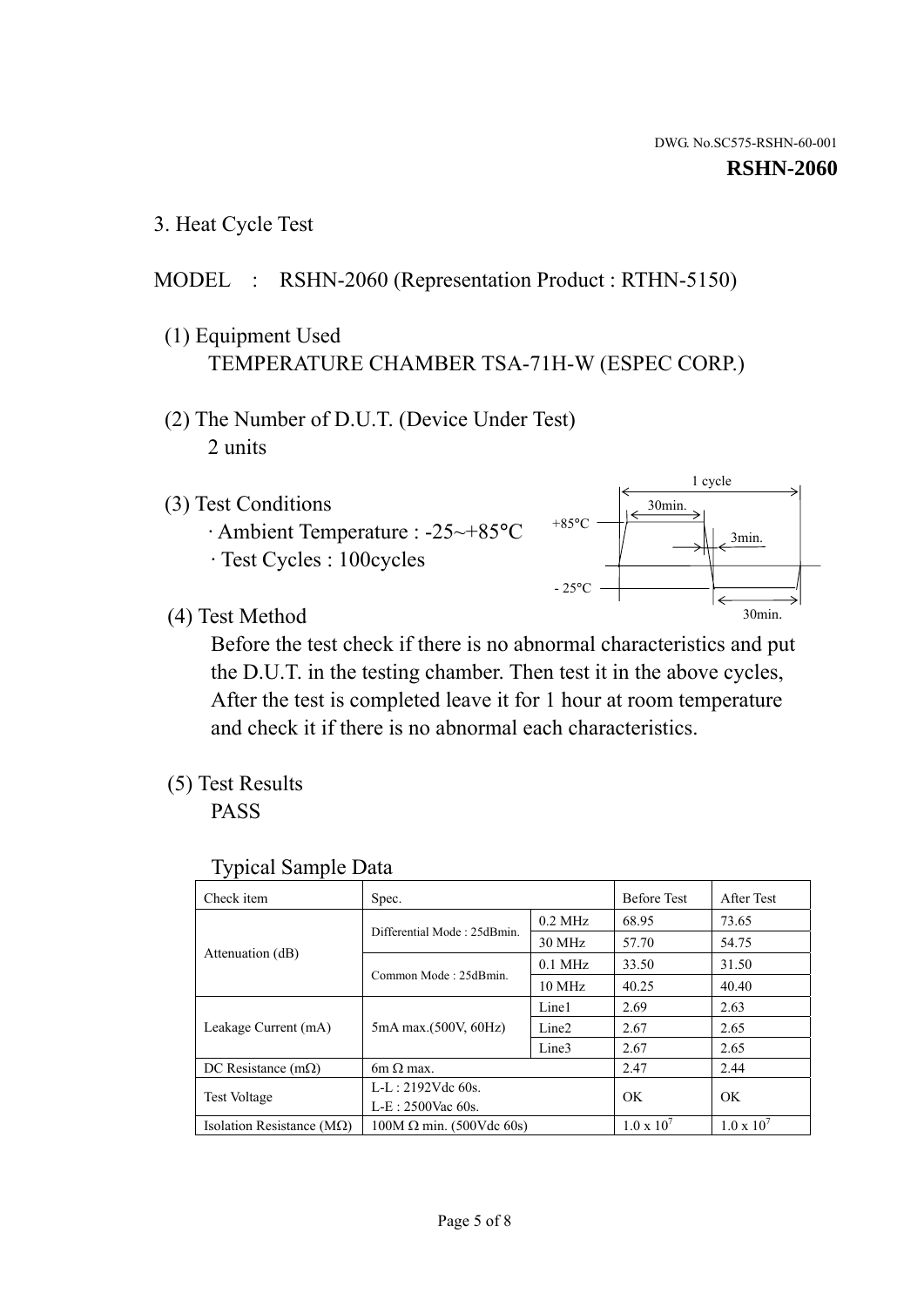DWG. No.SC575-RSHN-60-001

**RSHN-2060**

## 3. Heat Cycle Test

MODEL : RSHN-2060 (Representation Product : RTHN-5150)

(1) Equipment Used

TEMPERATURE CHAMBER TSA-71H-W (ESPEC CORP.)

(2) The Number of D.U.T. (Device Under Test)

2 units

(3) Test Conditions

· Ambient Temperature : -25~+85°C

· Test Cycles : 100cycles

1 cycle

+85°C

30min.

3min.

- 25°C

30min.

(4) Test Method

Before the test check if there is no abnormal characteristics and put the D.U.T. in the testing chamber. Then test it in the above cycles, After the test is completed leave it for 1 hour at room temperature and check it if there is no abnormal each characteristics.

(5) Test Results

PASS

Typical Sample Data

| Check item | Spec. | | Before Test | After Test |
|---|---|---|---|---|
| Attenuation (dB) | Differential Mode : 25dBmin. | 0.2 MHz | 68.95 | 73.65 |
| | | 30 MHz | 57.70 | 54.75 |
| | Common Mode : 25dBmin. | 0.1 MHz | 33.50 | 31.50 |
| | | 10 MHz | 40.25 | 40.40 |
| Leakage Current (mA) | 5mA max.(500V, 60Hz) | Line1 | 2.69 | 2.63 |
| | | Line2 | 2.67 | 2.65 |
| | | Line3 | 2.67 | 2.65 |
| DC Resistance (mΩ) | 6m Ω max. | | 2.47 | 2.44 |
| Test Voltage | L-L : 2192Vdc 60s. L-E : 2500Vac 60s. | | OK | OK |
| Isolation Resistance (MΩ) | 100M Ω min. (500Vdc 60s) | | $1.0 \times 10^7$ | $1.0 \times 10^7$ |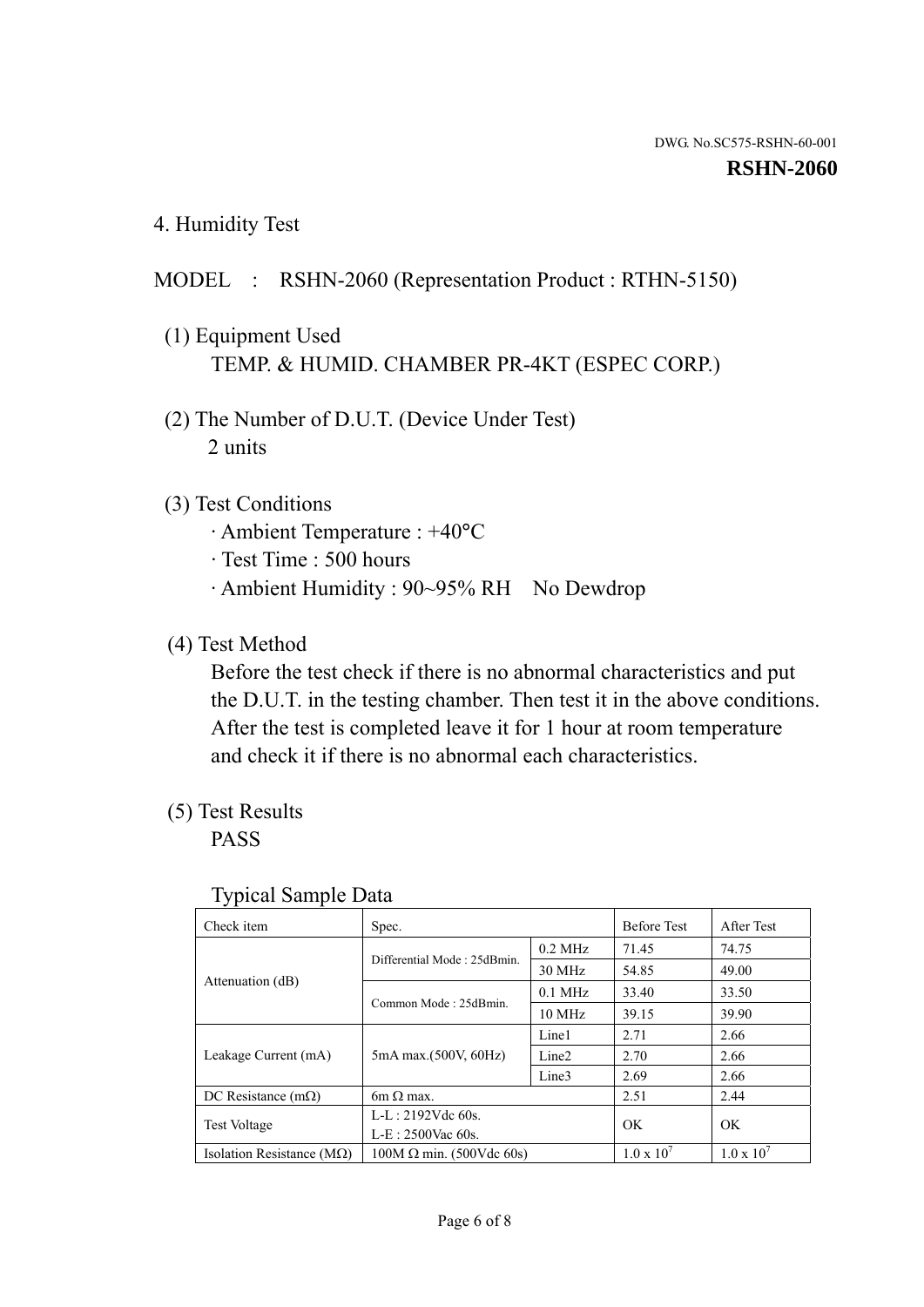DWG. No.SC575-RSHN-60-001

**RSHN-2060**

## 4. Humidity Test

MODEL : RSHN-2060 (Representation Product : RTHN-5150)

(1) Equipment Used
TEMP. & HUMID. CHAMBER PR-4KT (ESPEC CORP.)

(2) The Number of D.U.T. (Device Under Test)
2 units

(3) Test Conditions
· Ambient Temperature : +40°C
· Test Time : 500 hours
· Ambient Humidity : 90~95% RH No Dewdrop

(4) Test Method
Before the test check if there is no abnormal characteristics and put the D.U.T. in the testing chamber. Then test it in the above conditions. After the test is completed leave it for 1 hour at room temperature and check it if there is no abnormal each characteristics.

(5) Test Results
PASS

Typical Sample Data

| Check item | Spec. | | Before Test | After Test |
|---|---|---|---|---|
| Attenuation (dB) | Differential Mode : 25dBmin. | 0.2 MHz | 71.45 | 74.75 |
| | | 30 MHz | 54.85 | 49.00 |
| | Common Mode : 25dBmin. | 0.1 MHz | 33.40 | 33.50 |
| | | 10 MHz | 39.15 | 39.90 |
| Leakage Current (mA) | 5mA max.(500V, 60Hz) | Line1 | 2.71 | 2.66 |
| | | Line2 | 2.70 | 2.66 |
| | | Line3 | 2.69 | 2.66 |
| DC Resistance (mΩ) | 6m Ω max. | | 2.51 | 2.44 |
| Test Voltage | L-L : 2192Vdc 60s.<br>L-E : 2500Vac 60s. | | OK | OK |
| Isolation Resistance (MΩ) | 100M Ω min. (500Vdc 60s) | | $1.0 \times 10^7$ | $1.0 \times 10^7$ |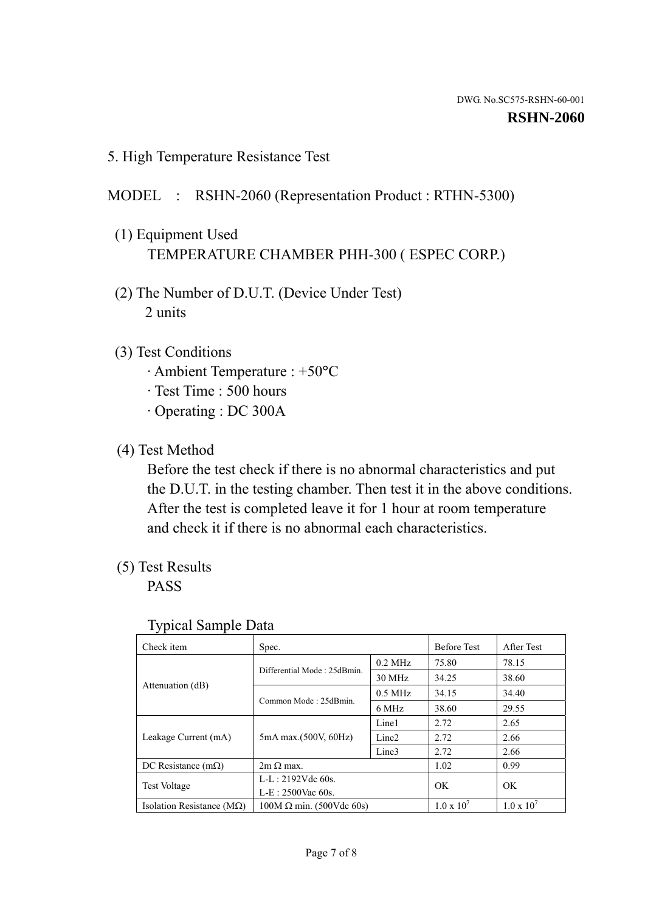DWG. No.SC575-RSHN-60-001

**RSHN-2060**

## 5. High Temperature Resistance Test

MODEL : RSHN-2060 (Representation Product : RTHN-5300)

(1) Equipment Used
TEMPERATURE CHAMBER PHH-300 ( ESPEC CORP.)

(2) The Number of D.U.T. (Device Under Test)
2 units

(3) Test Conditions
· Ambient Temperature : +50°C
· Test Time : 500 hours
· Operating : DC 300A

(4) Test Method
Before the test check if there is no abnormal characteristics and put the D.U.T. in the testing chamber. Then test it in the above conditions. After the test is completed leave it for 1 hour at room temperature and check it if there is no abnormal each characteristics.

(5) Test Results
PASS

Typical Sample Data

| Check item | Spec. | | Before Test | After Test |
|---|---|---|---|---|
| Attenuation (dB) | Differential Mode : 25dBmin. | 0.2 MHz | 75.80 | 78.15 |
| | | 30 MHz | 34.25 | 38.60 |
| | Common Mode : 25dBmin. | 0.5 MHz | 34.15 | 34.40 |
| | | 6 MHz | 38.60 | 29.55 |
| Leakage Current (mA) | 5mA max.(500V, 60Hz) | Line1 | 2.72 | 2.65 |
| | | Line2 | 2.72 | 2.66 |
| | | Line3 | 2.72 | 2.66 |
| DC Resistance (mΩ) | 2m Ω max. | | 1.02 | 0.99 |
| Test Voltage | L-L : 2192Vdc 60s. L-E : 2500Vac 60s. | | OK | OK |
| Isolation Resistance (MΩ) | 100M Ω min. (500Vdc 60s) | | $1.0 \times 10^7$ | $1.0 \times 10^7$ |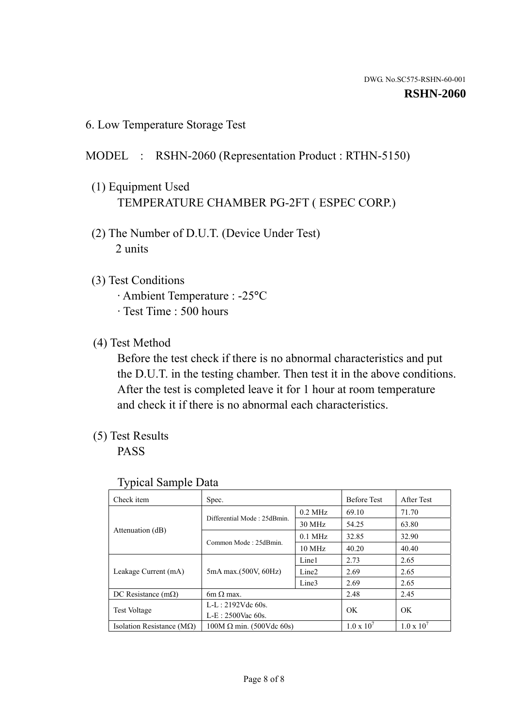DWG. No.SC575-RSHN-60-001

**RSHN-2060**

6. Low Temperature Storage Test

MODEL : RSHN-2060 (Representation Product : RTHN-5150)

(1) Equipment Used
TEMPERATURE CHAMBER PG-2FT ( ESPEC CORP.)

(2) The Number of D.U.T. (Device Under Test)
2 units

(3) Test Conditions
· Ambient Temperature : -25°C
· Test Time : 500 hours

(4) Test Method
Before the test check if there is no abnormal characteristics and put the D.U.T. in the testing chamber. Then test it in the above conditions. After the test is completed leave it for 1 hour at room temperature and check it if there is no abnormal each characteristics.

(5) Test Results
PASS

Typical Sample Data

| Check item | Spec. | | Before Test | After Test |
|---|---|---|---|---|
| Attenuation (dB) | Differential Mode : 25dBmin. | 0.2 MHz | 69.10 | 71.70 |
| | | 30 MHz | 54.25 | 63.80 |
| | Common Mode : 25dBmin. | 0.1 MHz | 32.85 | 32.90 |
| | | 10 MHz | 40.20 | 40.40 |
| Leakage Current (mA) | 5mA max.(500V, 60Hz) | Line1 | 2.73 | 2.65 |
| | | Line2 | 2.69 | 2.65 |
| | | Line3 | 2.69 | 2.65 |
| DC Resistance (mΩ) | 6m Ω max. | | 2.48 | 2.45 |
| Test Voltage | L-L : 2192Vdc 60s.<br>L-E : 2500Vac 60s. | | OK | OK |
| Isolation Resistance (MΩ) | 100M Ω min. (500Vdc 60s) | | $1.0 \times 10^7$ | $1.0 \times 10^7$ |